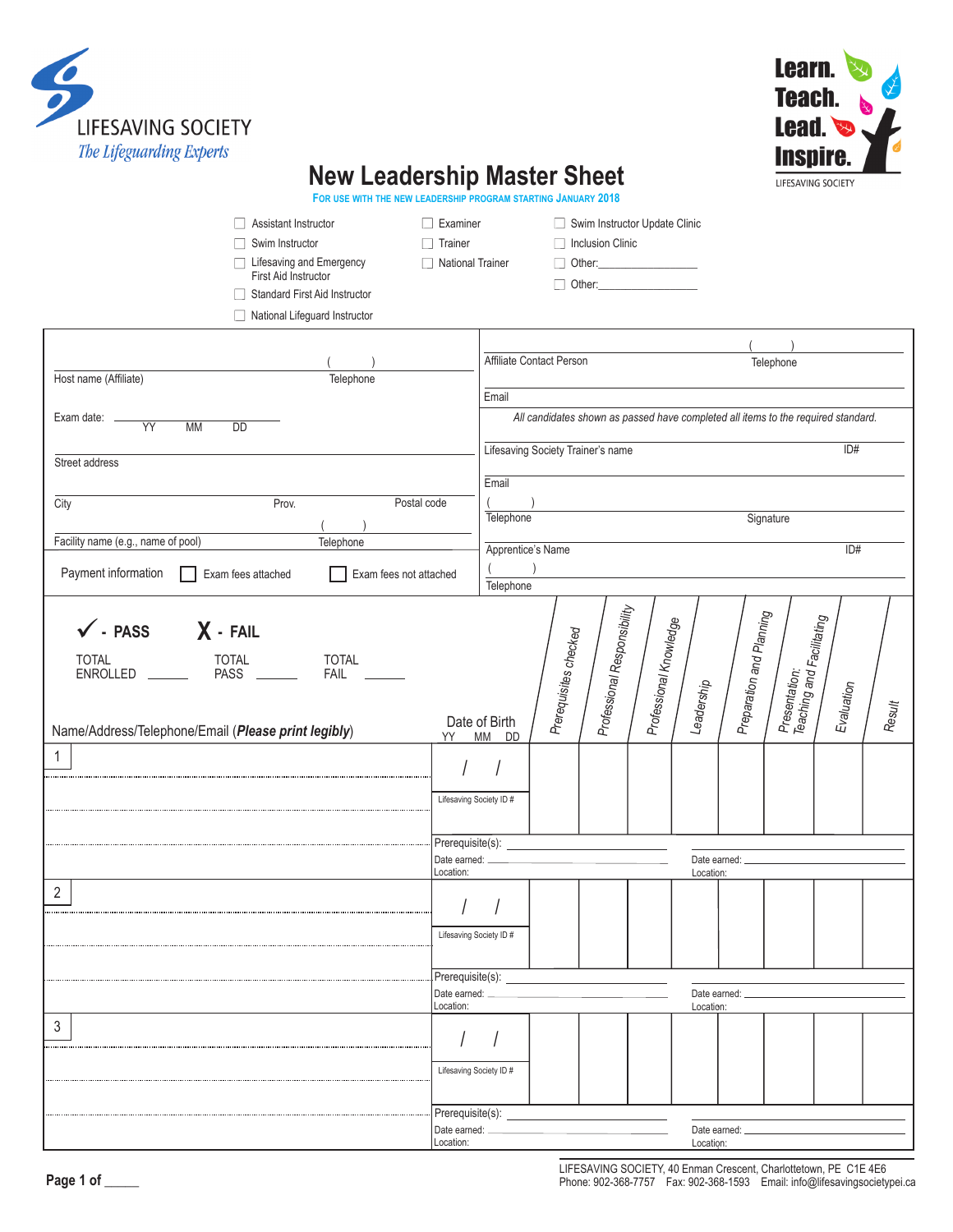LIFESAVING SOCIETY
*The Lifeguarding Experts*

**Learn. Teach. Lead. Inspire.**
LIFESAVING SOCIETY

# New Leadership Master Sheet

FOR USE WITH THE NEW LEADERSHIP PROGRAM STARTING JANUARY 2018

- ☐ Assistant Instructor
- ☐ Swim Instructor
- ☐ Lifesaving and Emergency First Aid Instructor
- ☐ Standard First Aid Instructor
- ☐ National Lifeguard Instructor
- ☐ Examiner
- ☐ Trainer
- ☐ National Trainer
- ☐ Swim Instructor Update Clinic
- ☐ Inclusion Clinic
- ☐ Other: ________________
- ☐ Other: ________________

Host name (Affiliate) ______________________ Telephone ( )

Exam date: ______ YY MM DD

Street address ______________________

City ______ Prov. ______ Postal code ______

Facility name (e.g., name of pool) ______ Telephone ( )

Payment information ☐ Exam fees attached ☐ Exam fees not attached

Affiliate Contact Person ______ Telephone ( )

Email ______

*All candidates shown as passed have completed all items to the required standard.*

Lifesaving Society Trainer's name ______ ID# ______

Email ______

Telephone ( ) ______ Signature ______

Apprentice's Name ______ ID# ______

Telephone ( )

✓ - PASS X - FAIL

TOTAL ENROLLED ______ TOTAL PASS ______ TOTAL FAIL ______

| Name/Address/Telephone/Email (***Please print legibly***) | Date of Birth YY MM DD | Prerequisites checked | Professional Responsibility | Professional Knowledge | Leadership | Preparation and Planning | Presentation: Teaching and Facilitating | Evaluation | Result |
|---|---|---|---|---|---|---|---|---|---|
| 1 | / / Lifesaving Society ID # | | | | | | | | |
| Prerequisite(s): ______ Date earned: ______ Location: | Date earned: ______ Location: | | | | | | | | |
| 2 | / / Lifesaving Society ID # | | | | | | | | |
| Prerequisite(s): ______ Date earned: ______ Location: | Date earned: ______ Location: | | | | | | | | |
| 3 | / / Lifesaving Society ID # | | | | | | | | |
| Prerequisite(s): ______ Date earned: ______ Location: | Date earned: ______ Location: | | | | | | | | |

Page 1 of _____

LIFESAVING SOCIETY, 40 Enman Crescent, Charlottetown, PE C1E 4E6
Phone: 902-368-7757 Fax: 902-368-1593 Email: info@lifesavingsocietypei.ca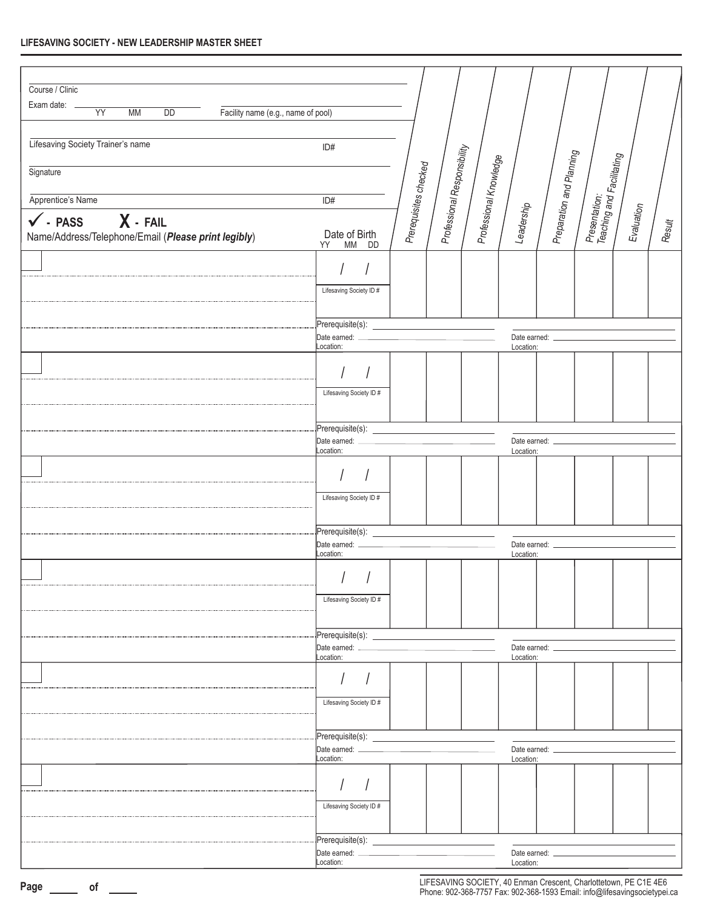**LIFESAVING SOCIETY - NEW LEADERSHIP MASTER SHEET**

Course / Clinic

Exam date: ______ YY MM DD &nbsp;&nbsp;&nbsp; Facility name (e.g., name of pool)

Lifesaving Society Trainer's name &nbsp;&nbsp;&nbsp; ID#

Signature

Apprentice's Name &nbsp;&nbsp;&nbsp; ID#

✓ - PASS &nbsp;&nbsp; X - FAIL

| Name/Address/Telephone/Email (***Please print legibly***) | Date of Birth YY MM DD | Prerequisites checked | Professional Responsibility | Professional Knowledge | Leadership | Preparation and Planning | Presentation: Teaching and Facilitating | Evaluation | Result |
|---|---|---|---|---|---|---|---|---|---|
| | / / <br> Lifesaving Society ID # | | | | | | | | |
| | Prerequisite(s): <br> Date earned: <br> Location: | | | | Date earned: <br> Location: | | | | |
| | / / <br> Lifesaving Society ID # | | | | | | | | |
| | Prerequisite(s): <br> Date earned: <br> Location: | | | | Date earned: <br> Location: | | | | |
| | / / <br> Lifesaving Society ID # | | | | | | | | |
| | Prerequisite(s): <br> Date earned: <br> Location: | | | | Date earned: <br> Location: | | | | |
| | / / <br> Lifesaving Society ID # | | | | | | | | |
| | Prerequisite(s): <br> Date earned: <br> Location: | | | | Date earned: <br> Location: | | | | |
| | / / <br> Lifesaving Society ID # | | | | | | | | |
| | Prerequisite(s): <br> Date earned: <br> Location: | | | | Date earned: <br> Location: | | | | |
| | / / <br> Lifesaving Society ID # | | | | | | | | |
| | Prerequisite(s): <br> Date earned: <br> Location: | | | | Date earned: <br> Location: | | | | |

**Page** _____ **of** _____

LIFESAVING SOCIETY, 40 Enman Crescent, Charlottetown, PE C1E 4E6
Phone: 902-368-7757 Fax: 902-368-1593 Email: info@lifesavingsocietypei.ca